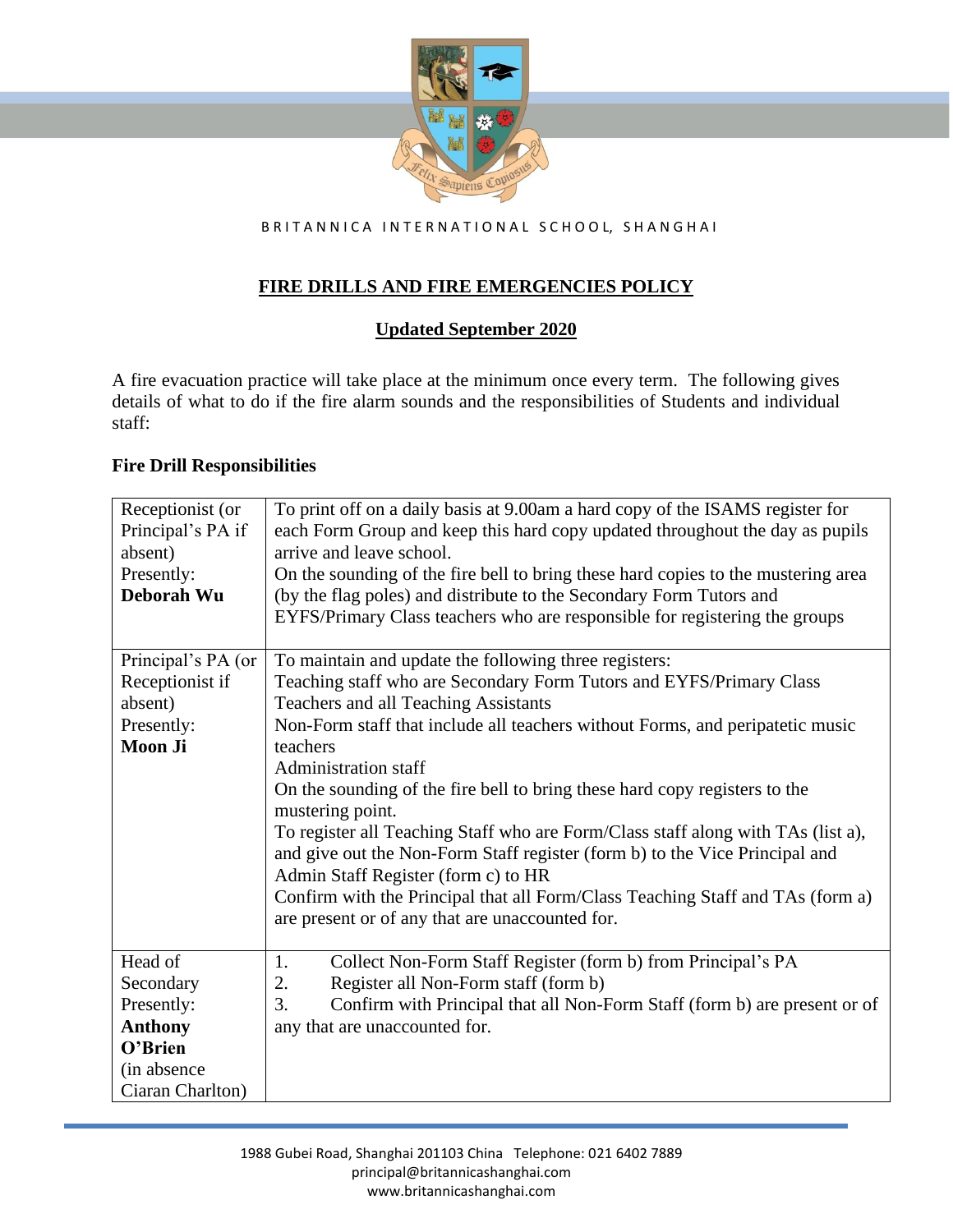BRITANNICA INTERNATIONAL SCHOOL, SHANGHAI

# FIRE DRILLS AND FIRE EMERGENCIES POLICY

## Updated September 2020

A fire evacuation practice will take place at the minimum once every term. The following gives details of what to do if the fire alarm sounds and the responsibilities of Students and individual staff:

### Fire Drill Responsibilities

| | |
|---|---|
| Receptionist (or Principal's PA if absent)<br>Presently:<br>**Deborah Wu** | To print off on a daily basis at 9.00am a hard copy of the ISAMS register for each Form Group and keep this hard copy updated throughout the day as pupils arrive and leave school.<br>On the sounding of the fire bell to bring these hard copies to the mustering area (by the flag poles) and distribute to the Secondary Form Tutors and EYFS/Primary Class teachers who are responsible for registering the groups |
| Principal's PA (or Receptionist if absent)<br>Presently:<br>**Moon Ji** | To maintain and update the following three registers:<br>Teaching staff who are Secondary Form Tutors and EYFS/Primary Class Teachers and all Teaching Assistants<br>Non-Form staff that include all teachers without Forms, and peripatetic music teachers<br>Administration staff<br>On the sounding of the fire bell to bring these hard copy registers to the mustering point.<br>To register all Teaching Staff who are Form/Class staff along with TAs (list a), and give out the Non-Form Staff register (form b) to the Vice Principal and Admin Staff Register (form c) to HR<br>Confirm with the Principal that all Form/Class Teaching Staff and TAs (form a) are present or of any that are unaccounted for. |
| Head of Secondary<br>Presently:<br>**Anthony O'Brien**<br>(in absence Ciaran Charlton) | 1. Collect Non-Form Staff Register (form b) from Principal's PA<br>2. Register all Non-Form staff (form b)<br>3. Confirm with Principal that all Non-Form Staff (form b) are present or of any that are unaccounted for. |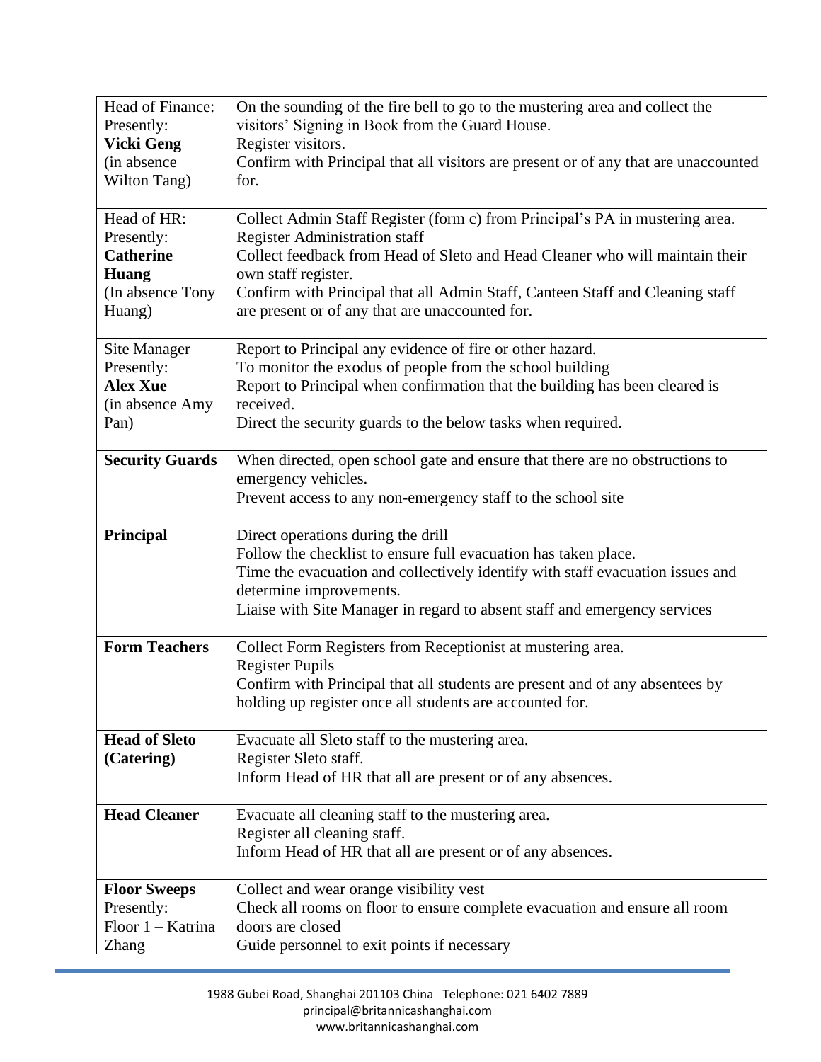| Head of Finance: Presently: **Vicki Geng** (in absence Wilton Tang) | On the sounding of the fire bell to go to the mustering area and collect the visitors' Signing in Book from the Guard House.<br>Register visitors.<br>Confirm with Principal that all visitors are present or of any that are unaccounted for. |
|---|---|
| Head of HR: Presently: **Catherine Huang** (In absence Tony Huang) | Collect Admin Staff Register (form c) from Principal's PA in mustering area.<br>Register Administration staff<br>Collect feedback from Head of Sleto and Head Cleaner who will maintain their own staff register.<br>Confirm with Principal that all Admin Staff, Canteen Staff and Cleaning staff are present or of any that are unaccounted for. |
| Site Manager Presently: **Alex Xue** (in absence Amy Pan) | Report to Principal any evidence of fire or other hazard.<br>To monitor the exodus of people from the school building<br>Report to Principal when confirmation that the building has been cleared is received.<br>Direct the security guards to the below tasks when required. |
| **Security Guards** | When directed, open school gate and ensure that there are no obstructions to emergency vehicles.<br>Prevent access to any non-emergency staff to the school site |
| **Principal** | Direct operations during the drill<br>Follow the checklist to ensure full evacuation has taken place.<br>Time the evacuation and collectively identify with staff evacuation issues and determine improvements.<br>Liaise with Site Manager in regard to absent staff and emergency services |
| **Form Teachers** | Collect Form Registers from Receptionist at mustering area.<br>Register Pupils<br>Confirm with Principal that all students are present and of any absentees by holding up register once all students are accounted for. |
| **Head of Sleto (Catering)** | Evacuate all Sleto staff to the mustering area.<br>Register Sleto staff.<br>Inform Head of HR that all are present or of any absences. |
| **Head Cleaner** | Evacuate all cleaning staff to the mustering area.<br>Register all cleaning staff.<br>Inform Head of HR that all are present or of any absences. |
| **Floor Sweeps** Presently: Floor 1 – Katrina Zhang | Collect and wear orange visibility vest<br>Check all rooms on floor to ensure complete evacuation and ensure all room doors are closed<br>Guide personnel to exit points if necessary |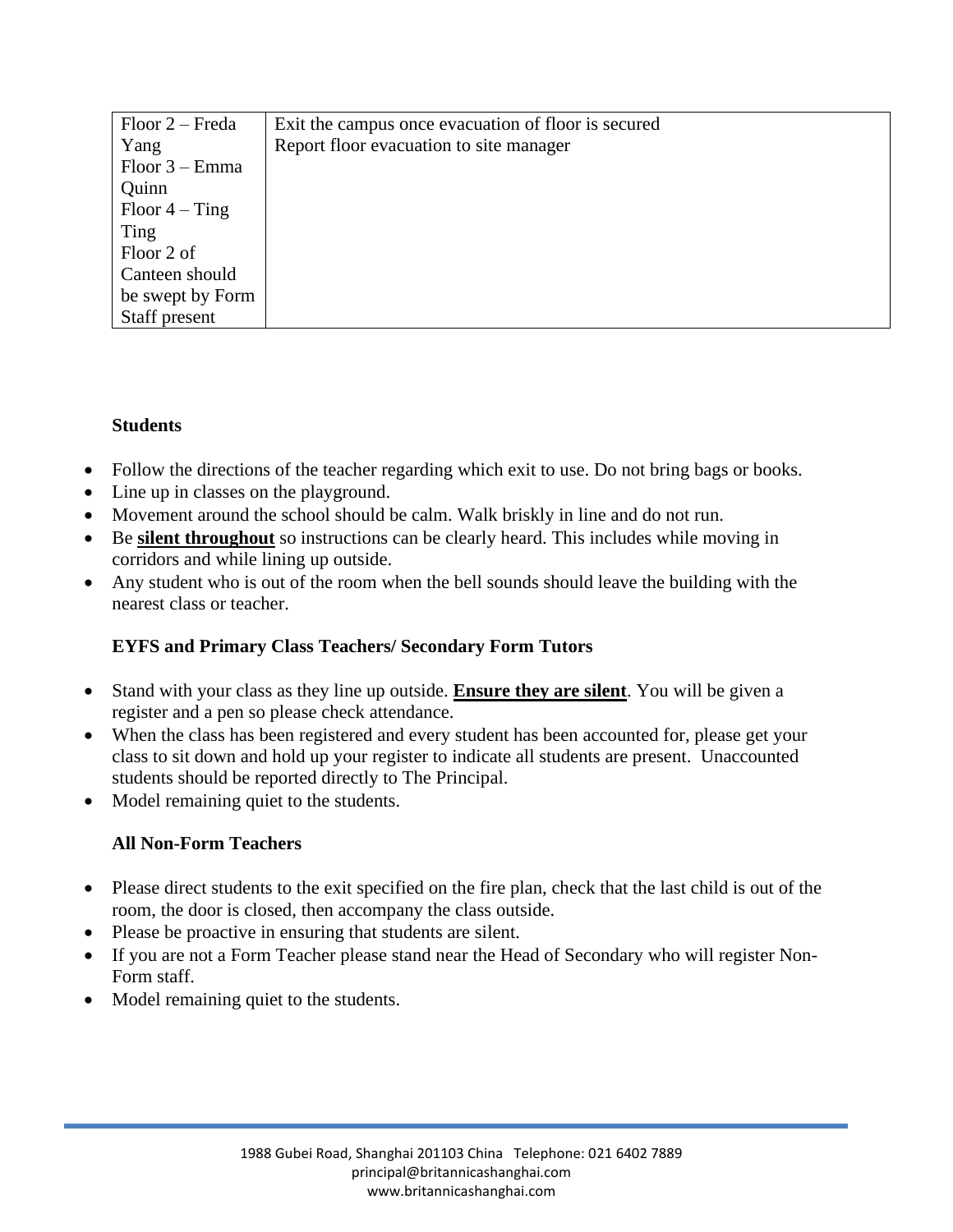| | |
|---|---|
| Floor 2 – Freda Yang<br>Floor 3 – Emma Quinn<br>Floor 4 – Ting Ting<br>Floor 2 of Canteen should be swept by Form Staff present | Exit the campus once evacuation of floor is secured<br>Report floor evacuation to site manager |

**Students**

- Follow the directions of the teacher regarding which exit to use. Do not bring bags or books.
- Line up in classes on the playground.
- Movement around the school should be calm. Walk briskly in line and do not run.
- Be **silent throughout** so instructions can be clearly heard. This includes while moving in corridors and while lining up outside.
- Any student who is out of the room when the bell sounds should leave the building with the nearest class or teacher.

**EYFS and Primary Class Teachers/ Secondary Form Tutors**

- Stand with your class as they line up outside. **Ensure they are silent**. You will be given a register and a pen so please check attendance.
- When the class has been registered and every student has been accounted for, please get your class to sit down and hold up your register to indicate all students are present. Unaccounted students should be reported directly to The Principal.
- Model remaining quiet to the students.

**All Non-Form Teachers**

- Please direct students to the exit specified on the fire plan, check that the last child is out of the room, the door is closed, then accompany the class outside.
- Please be proactive in ensuring that students are silent.
- If you are not a Form Teacher please stand near the Head of Secondary who will register Non-Form staff.
- Model remaining quiet to the students.